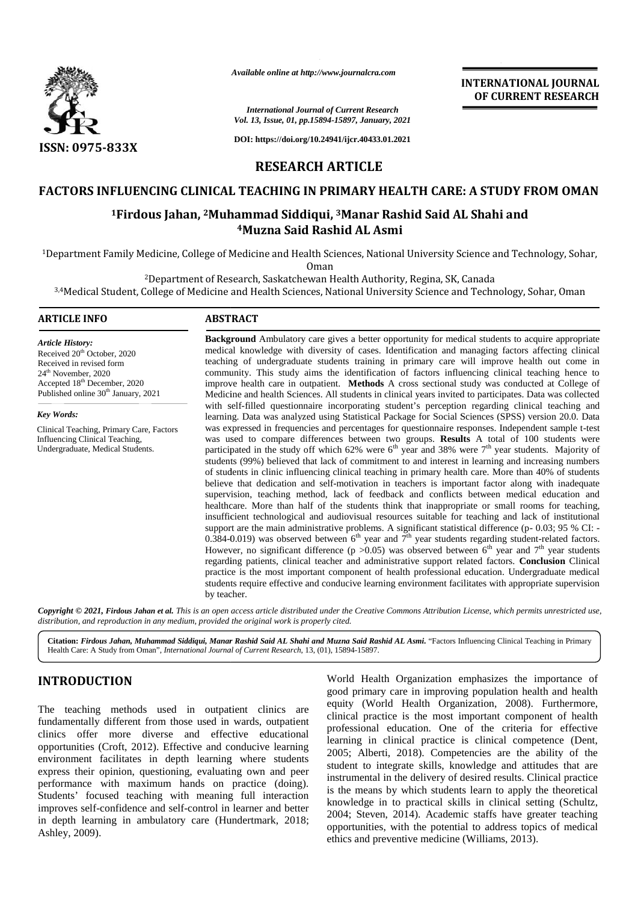*Available online at http://www.journalcra.com*

**INTERNATIONAL JOURNAL OF CURRENT RESEARCH**

*International Journal of Current Research*
*Vol. 13, Issue, 01, pp.15894-15897, January, 2021*

**DOI: https://doi.org/10.24941/ijcr.40433.01.2021**

**ISSN: 0975-833X**

## RESEARCH ARTICLE

# FACTORS INFLUENCING CLINICAL TEACHING IN PRIMARY HEALTH CARE: A STUDY FROM OMAN

**[1]Firdous Jahan, [2]Muhammad Siddiqui, [3]Manar Rashid Said AL Shahi and [4]Muzna Said Rashid AL Asmi**

[1]Department Family Medicine, College of Medicine and Health Sciences, National University Science and Technology, Sohar, Oman

[2]Department of Research, Saskatchewan Health Authority, Regina, SK, Canada

[3,4]Medical Student, College of Medicine and Health Sciences, National University Science and Technology, Sohar, Oman

**ARTICLE INFO**

*Article History:*
Received 20th October, 2020
Received in revised form
24th November, 2020
Accepted 18th December, 2020
Published online 30th January, 2021

*Key Words:*
Clinical Teaching, Primary Care, Factors Influencing Clinical Teaching, Undergraduate, Medical Students.

**ABSTRACT**

**Background** Ambulatory care gives a better opportunity for medical students to acquire appropriate medical knowledge with diversity of cases. Identification and managing factors affecting clinical teaching of undergraduate students training in primary care will improve health out come in community. This study aims the identification of factors influencing clinical teaching hence to improve health care in outpatient. **Methods** A cross sectional study was conducted at College of Medicine and health Sciences. All students in clinical years invited to participates. Data was collected with self-filled questionnaire incorporating student's perception regarding clinical teaching and learning. Data was analyzed using Statistical Package for Social Sciences (SPSS) version 20.0. Data was expressed in frequencies and percentages for questionnaire responses. Independent sample t-test was used to compare differences between two groups. **Results** A total of 100 students were participated in the study off which 62% were 6th year and 38% were 7th year students. Majority of students (99%) believed that lack of commitment to and interest in learning and increasing numbers of students in clinic influencing clinical teaching in primary health care. More than 40% of students believe that dedication and self-motivation in teachers is important factor along with inadequate supervision, teaching method, lack of feedback and conflicts between medical education and healthcare. More than half of the students think that inappropriate or small rooms for teaching, insufficient technological and audiovisual resources suitable for teaching and lack of institutional support are the main administrative problems. A significant statistical difference (p- 0.03; 95 % CI: -0.384-0.019) was observed between 6th year and 7th year students regarding student-related factors. However, no significant difference ($p > 0.05$) was observed between 6th year and 7th year students regarding patients, clinical teacher and administrative support related factors. **Conclusion** Clinical practice is the most important component of health professional education. Undergraduate medical students require effective and conducive learning environment facilitates with appropriate supervision by teacher.

***Copyright © 2021, Firdous Jahan et al.*** *This is an open access article distributed under the Creative Commons Attribution License, which permits unrestricted use, distribution, and reproduction in any medium, provided the original work is properly cited.*

**Citation:** ***Firdous Jahan, Muhammad Siddiqui, Manar Rashid Said AL Shahi and Muzna Said Rashid AL Asmi.*** "Factors Influencing Clinical Teaching in Primary Health Care: A Study from Oman", *International Journal of Current Research*, 13, (01), 15894-15897.

## INTRODUCTION

The teaching methods used in outpatient clinics are fundamentally different from those used in wards, outpatient clinics offer more diverse and effective educational opportunities (Croft, 2012). Effective and conducive learning environment facilitates in depth learning where students express their opinion, questioning, evaluating own and peer performance with maximum hands on practice (doing). Students' focused teaching with meaning full interaction improves self-confidence and self-control in learner and better in depth learning in ambulatory care (Hundertmark, 2018; Ashley, 2009).

World Health Organization emphasizes the importance of good primary care in improving population health and health equity (World Health Organization, 2008). Furthermore, clinical practice is the most important component of health professional education. One of the criteria for effective learning in clinical practice is clinical competence (Dent, 2005; Alberti, 2018). Competencies are the ability of the student to integrate skills, knowledge and attitudes that are instrumental in the delivery of desired results. Clinical practice is the means by which students learn to apply the theoretical knowledge in to practical skills in clinical setting (Schultz, 2004; Steven, 2014). Academic staffs have greater teaching opportunities, with the potential to address topics of medical ethics and preventive medicine (Williams, 2013).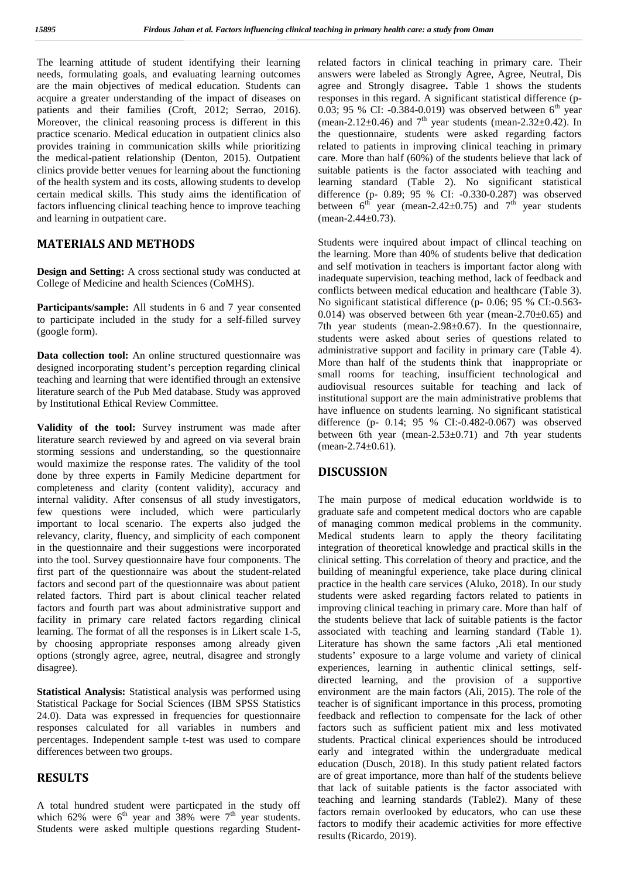The learning attitude of student identifying their learning needs, formulating goals, and evaluating learning outcomes are the main objectives of medical education. Students can acquire a greater understanding of the impact of diseases on patients and their families (Croft, 2012; Serrao, 2016). Moreover, the clinical reasoning process is different in this practice scenario. Medical education in outpatient clinics also provides training in communication skills while prioritizing the medical-patient relationship (Denton, 2015). Outpatient clinics provide better venues for learning about the functioning of the health system and its costs, allowing students to develop certain medical skills. This study aims the identification of factors influencing clinical teaching hence to improve teaching and learning in outpatient care.

## MATERIALS AND METHODS

**Design and Setting:** A cross sectional study was conducted at College of Medicine and health Sciences (CoMHS).

**Participants/sample:** All students in 6 and 7 year consented to participate included in the study for a self-filled survey (google form).

**Data collection tool:** An online structured questionnaire was designed incorporating student's perception regarding clinical teaching and learning that were identified through an extensive literature search of the Pub Med database. Study was approved by Institutional Ethical Review Committee.

**Validity of the tool:** Survey instrument was made after literature search reviewed by and agreed on via several brain storming sessions and understanding, so the questionnaire would maximize the response rates. The validity of the tool done by three experts in Family Medicine department for completeness and clarity (content validity), accuracy and internal validity. After consensus of all study investigators, few questions were included, which were particularly important to local scenario. The experts also judged the relevancy, clarity, fluency, and simplicity of each component in the questionnaire and their suggestions were incorporated into the tool. Survey questionnaire have four components. The first part of the questionnaire was about the student-related factors and second part of the questionnaire was about patient related factors. Third part is about clinical teacher related factors and fourth part was about administrative support and facility in primary care related factors regarding clinical learning. The format of all the responses is in Likert scale 1-5, by choosing appropriate responses among already given options (strongly agree, agree, neutral, disagree and strongly disagree).

**Statistical Analysis:** Statistical analysis was performed using Statistical Package for Social Sciences (IBM SPSS Statistics 24.0). Data was expressed in frequencies for questionnaire responses calculated for all variables in numbers and percentages. Independent sample t-test was used to compare differences between two groups.

## RESULTS

A total hundred student were particpated in the study off which 62% were 6th year and 38% were 7th year students. Students were asked multiple questions regarding Student-related factors in clinical teaching in primary care. Their answers were labeled as Strongly Agree, Agree, Neutral, Dis agree and Strongly disagree**.** Table 1 shows the students responses in this regard. A significant statistical difference (p- 0.03; 95 % CI: -0.384-0.019) was observed between 6th year (mean-2.12±0.46) and 7th year students (mean-2.32±0.42). In the questionnaire, students were asked regarding factors related to patients in improving clinical teaching in primary care. More than half (60%) of the students believe that lack of suitable patients is the factor associated with teaching and learning standard (Table 2). No significant statistical difference (p- 0.89; 95 % CI: -0.330-0.287) was observed between 6th year (mean-2.42±0.75) and 7th year students (mean-2.44±0.73).

Students were inquired about impact of cllincal teaching on the learning. More than 40% of students belive that dedication and self motivation in teachers is important factor along with inadequate supervision, teaching method, lack of feedback and conflicts between medical education and healthcare (Table 3). No significant statistical difference (p- 0.06; 95 % CI:-0.563-0.014) was observed between 6th year (mean-2.70±0.65) and 7th year students (mean-2.98±0.67). In the questionnaire, students were asked about series of questions related to administrative support and facility in primary care (Table 4). More than half of the students think that inappropriate or small rooms for teaching, insufficient technological and audiovisual resources suitable for teaching and lack of institutional support are the main administrative problems that have influence on students learning. No significant statistical difference (p- 0.14; 95 % CI:-0.482-0.067) was observed between 6th year (mean-2.53±0.71) and 7th year students (mean-2.74±0.61).

## DISCUSSION

The main purpose of medical education worldwide is to graduate safe and competent medical doctors who are capable of managing common medical problems in the community. Medical students learn to apply the theory facilitating integration of theoretical knowledge and practical skills in the clinical setting. This correlation of theory and practice, and the building of meaningful experience, take place during clinical practice in the health care services (Aluko, 2018). In our study students were asked regarding factors related to patients in improving clinical teaching in primary care. More than half of the students believe that lack of suitable patients is the factor associated with teaching and learning standard (Table 1). Literature has shown the same factors ,Ali etal mentioned students' exposure to a large volume and variety of clinical experiences, learning in authentic clinical settings, self-directed learning, and the provision of a supportive environment are the main factors (Ali, 2015). The role of the teacher is of significant importance in this process, promoting feedback and reflection to compensate for the lack of other factors such as sufficient patient mix and less motivated students. Practical clinical experiences should be introduced early and integrated within the undergraduate medical education (Dusch, 2018). In this study patient related factors are of great importance, more than half of the students believe that lack of suitable patients is the factor associated with teaching and learning standards (Table2). Many of these factors remain overlooked by educators, who can use these factors to modify their academic activities for more effective results (Ricardo, 2019).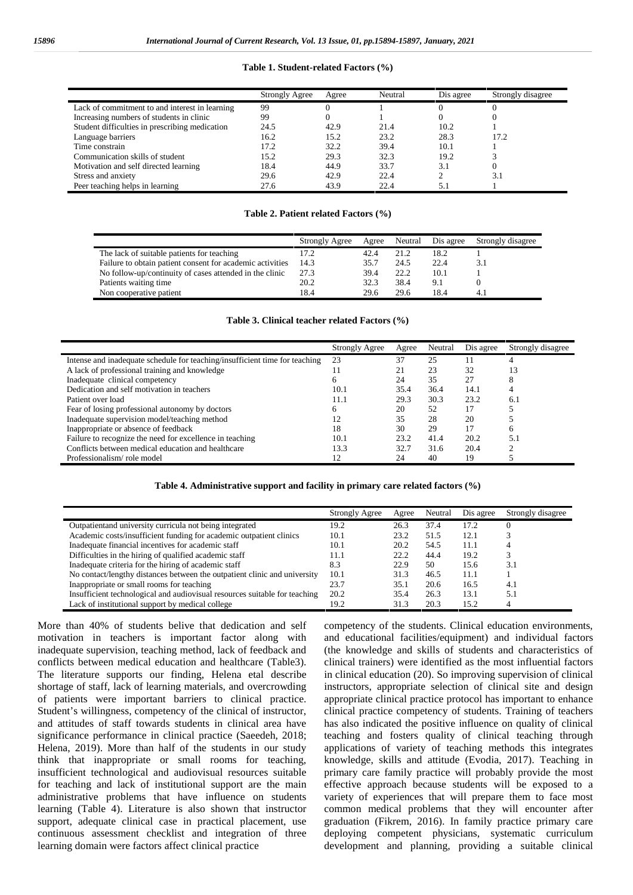**Table 1. Student-related Factors (%)**

| | Strongly Agree | Agree | Neutral | Dis agree | Strongly disagree |
|---|---|---|---|---|---|
| Lack of commitment to and interest in learning | 99 | 0 | 1 | 0 | 0 |
| Increasing numbers of students in clinic | 99 | 0 | 1 | 0 | 0 |
| Student difficulties in prescribing medication | 24.5 | 42.9 | 21.4 | 10.2 | 1 |
| Language barriers | 16.2 | 15.2 | 23.2 | 28.3 | 17.2 |
| Time constrain | 17.2 | 32.2 | 39.4 | 10.1 | 1 |
| Communication skills of student | 15.2 | 29.3 | 32.3 | 19.2 | 3 |
| Motivation and self directed learning | 18.4 | 44.9 | 33.7 | 3.1 | 0 |
| Stress and anxiety | 29.6 | 42.9 | 22.4 | 2 | 3.1 |
| Peer teaching helps in learning | 27.6 | 43.9 | 22.4 | 5.1 | 1 |

**Table 2. Patient related Factors (%)**

| | Strongly Agree | Agree | Neutral | Dis agree | Strongly disagree |
|---|---|---|---|---|---|
| The lack of suitable patients for teaching | 17.2 | 42.4 | 21.2 | 18.2 | 1 |
| Failure to obtain patient consent for academic activities | 14.3 | 35.7 | 24.5 | 22.4 | 3.1 |
| No follow-up/continuity of cases attended in the clinic | 27.3 | 39.4 | 22.2 | 10.1 | 1 |
| Patients waiting time | 20.2 | 32.3 | 38.4 | 9.1 | 0 |
| Non cooperative patient | 18.4 | 29.6 | 29.6 | 18.4 | 4.1 |

**Table 3. Clinical teacher related Factors (%)**

| | Strongly Agree | Agree | Neutral | Dis agree | Strongly disagree |
|---|---|---|---|---|---|
| Intense and inadequate schedule for teaching/insufficient time for teaching | 23 | 37 | 25 | 11 | 4 |
| A lack of professional training and knowledge | 11 | 21 | 23 | 32 | 13 |
| Inadequate clinical competency | 6 | 24 | 35 | 27 | 8 |
| Dedication and self motivation in teachers | 10.1 | 35.4 | 36.4 | 14.1 | 4 |
| Patient over load | 11.1 | 29.3 | 30.3 | 23.2 | 6.1 |
| Fear of losing professional autonomy by doctors | 6 | 20 | 52 | 17 | 5 |
| Inadequate supervision model/teaching method | 12 | 35 | 28 | 20 | 5 |
| Inappropriate or absence of feedback | 18 | 30 | 29 | 17 | 6 |
| Failure to recognize the need for excellence in teaching | 10.1 | 23.2 | 41.4 | 20.2 | 5.1 |
| Conflicts between medical education and healthcare | 13.3 | 32.7 | 31.6 | 20.4 | 2 |
| Professionalism/ role model | 12 | 24 | 40 | 19 | 5 |

**Table 4. Administrative support and facility in primary care related factors (%)**

| | Strongly Agree | Agree | Neutral | Dis agree | Strongly disagree |
|---|---|---|---|---|---|
| Outpatientand university curricula not being integrated | 19.2 | 26.3 | 37.4 | 17.2 | 0 |
| Academic costs/insufficient funding for academic outpatient clinics | 10.1 | 23.2 | 51.5 | 12.1 | 3 |
| Inadequate financial incentives for academic staff | 10.1 | 20.2 | 54.5 | 11.1 | 4 |
| Difficulties in the hiring of qualified academic staff | 11.1 | 22.2 | 44.4 | 19.2 | 3 |
| Inadequate criteria for the hiring of academic staff | 8.3 | 22.9 | 50 | 15.6 | 3.1 |
| No contact/lengthy distances between the outpatient clinic and university | 10.1 | 31.3 | 46.5 | 11.1 | 1 |
| Inappropriate or small rooms for teaching | 23.7 | 35.1 | 20.6 | 16.5 | 4.1 |
| Insufficient technological and audiovisual resources suitable for teaching | 20.2 | 35.4 | 26.3 | 13.1 | 5.1 |
| Lack of institutional support by medical college | 19.2 | 31.3 | 20.3 | 15.2 | 4 |

More than 40% of students belive that dedication and self motivation in teachers is important factor along with inadequate supervision, teaching method, lack of feedback and conflicts between medical education and healthcare (Table3). The literature supports our finding, Helena etal describe shortage of staff, lack of learning materials, and overcrowding of patients were important barriers to clinical practice. Student's willingness, competency of the clinical of instructor, and attitudes of staff towards students in clinical area have significance performance in clinical practice (Saeedeh, 2018; Helena, 2019). More than half of the students in our study think that inappropriate or small rooms for teaching, insufficient technological and audiovisual resources suitable for teaching and lack of institutional support are the main administrative problems that have influence on students learning (Table 4). Literature is also shown that instructor support, adequate clinical case in practical placement, use continuous assessment checklist and integration of three learning domain were factors affect clinical practice competency of the students. Clinical education environments, and educational facilities/equipment) and individual factors (the knowledge and skills of students and characteristics of clinical trainers) were identified as the most influential factors in clinical education (20). So improving supervision of clinical instructors, appropriate selection of clinical site and design appropriate clinical practice protocol has important to enhance clinical practice competency of students. Training of teachers has also indicated the positive influence on quality of clinical teaching and fosters quality of clinical teaching through applications of variety of teaching methods this integrates knowledge, skills and attitude (Evodia, 2017). Teaching in primary care family practice will probably provide the most effective approach because students will be exposed to a variety of experiences that will prepare them to face most common medical problems that they will encounter after graduation (Fikrem, 2016). In family practice primary care deploying competent physicians, systematic curriculum development and planning, providing a suitable clinical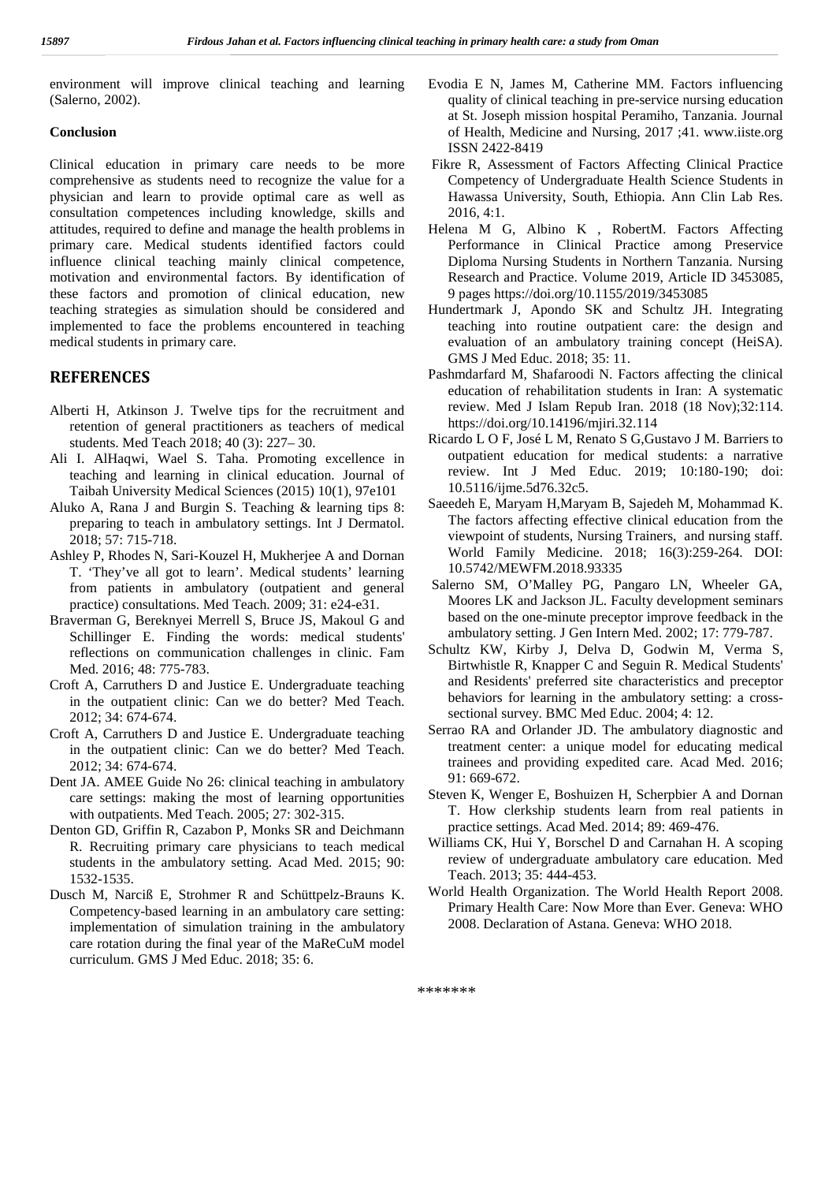environment will improve clinical teaching and learning (Salerno, 2002).

### Conclusion

Clinical education in primary care needs to be more comprehensive as students need to recognize the value for a physician and learn to provide optimal care as well as consultation competences including knowledge, skills and attitudes, required to define and manage the health problems in primary care. Medical students identified factors could influence clinical teaching mainly clinical competence, motivation and environmental factors. By identification of these factors and promotion of clinical education, new teaching strategies as simulation should be considered and implemented to face the problems encountered in teaching medical students in primary care.

## REFERENCES

Alberti H, Atkinson J. Twelve tips for the recruitment and retention of general practitioners as teachers of medical students. Med Teach 2018; 40 (3): 227– 30.

Ali I. AlHaqwi, Wael S. Taha. Promoting excellence in teaching and learning in clinical education. Journal of Taibah University Medical Sciences (2015) 10(1), 97e101

Aluko A, Rana J and Burgin S. Teaching & learning tips 8: preparing to teach in ambulatory settings. Int J Dermatol. 2018; 57: 715-718.

Ashley P, Rhodes N, Sari-Kouzel H, Mukherjee A and Dornan T. 'They've all got to learn'. Medical students' learning from patients in ambulatory (outpatient and general practice) consultations. Med Teach. 2009; 31: e24-e31.

Braverman G, Bereknyei Merrell S, Bruce JS, Makoul G and Schillinger E. Finding the words: medical students' reflections on communication challenges in clinic. Fam Med. 2016; 48: 775-783.

Croft A, Carruthers D and Justice E. Undergraduate teaching in the outpatient clinic: Can we do better? Med Teach. 2012; 34: 674-674.

Croft A, Carruthers D and Justice E. Undergraduate teaching in the outpatient clinic: Can we do better? Med Teach. 2012; 34: 674-674.

Dent JA. AMEE Guide No 26: clinical teaching in ambulatory care settings: making the most of learning opportunities with outpatients. Med Teach. 2005; 27: 302-315.

Denton GD, Griffin R, Cazabon P, Monks SR and Deichmann R. Recruiting primary care physicians to teach medical students in the ambulatory setting. Acad Med. 2015; 90: 1532-1535.

Dusch M, Narciß E, Strohmer R and Schüttpelz-Brauns K. Competency-based learning in an ambulatory care setting: implementation of simulation training in the ambulatory care rotation during the final year of the MaReCuM model curriculum. GMS J Med Educ. 2018; 35: 6.

Evodia E N, James M, Catherine MM. Factors influencing quality of clinical teaching in pre-service nursing education at St. Joseph mission hospital Peramiho, Tanzania. Journal of Health, Medicine and Nursing, 2017 ;41. www.iiste.org ISSN 2422-8419

Fikre R, Assessment of Factors Affecting Clinical Practice Competency of Undergraduate Health Science Students in Hawassa University, South, Ethiopia. Ann Clin Lab Res. 2016, 4:1.

Helena M G, Albino K , RobertM. Factors Affecting Performance in Clinical Practice among Preservice Diploma Nursing Students in Northern Tanzania. Nursing Research and Practice. Volume 2019, Article ID 3453085, 9 pages https://doi.org/10.1155/2019/3453085

Hundertmark J, Apondo SK and Schultz JH. Integrating teaching into routine outpatient care: the design and evaluation of an ambulatory training concept (HeiSA). GMS J Med Educ. 2018; 35: 11.

Pashmdarfard M, Shafaroodi N. Factors affecting the clinical education of rehabilitation students in Iran: A systematic review. Med J Islam Repub Iran. 2018 (18 Nov);32:114. https://doi.org/10.14196/mjiri.32.114

Ricardo L O F, José L M, Renato S G,Gustavo J M. Barriers to outpatient education for medical students: a narrative review. Int J Med Educ. 2019; 10:180-190; doi: 10.5116/ijme.5d76.32c5.

Saeedeh E, Maryam H,Maryam B, Sajedeh M, Mohammad K. The factors affecting effective clinical education from the viewpoint of students, Nursing Trainers, and nursing staff. World Family Medicine. 2018; 16(3):259-264. DOI: 10.5742/MEWFM.2018.93335

Salerno SM, O'Malley PG, Pangaro LN, Wheeler GA, Moores LK and Jackson JL. Faculty development seminars based on the one-minute preceptor improve feedback in the ambulatory setting. J Gen Intern Med. 2002; 17: 779-787.

Schultz KW, Kirby J, Delva D, Godwin M, Verma S, Birtwhistle R, Knapper C and Seguin R. Medical Students' and Residents' preferred site characteristics and preceptor behaviors for learning in the ambulatory setting: a cross-sectional survey. BMC Med Educ. 2004; 4: 12.

Serrao RA and Orlander JD. The ambulatory diagnostic and treatment center: a unique model for educating medical trainees and providing expedited care. Acad Med. 2016; 91: 669-672.

Steven K, Wenger E, Boshuizen H, Scherpbier A and Dornan T. How clerkship students learn from real patients in practice settings. Acad Med. 2014; 89: 469-476.

Williams CK, Hui Y, Borschel D and Carnahan H. A scoping review of undergraduate ambulatory care education. Med Teach. 2013; 35: 444-453.

World Health Organization. The World Health Report 2008. Primary Health Care: Now More than Ever. Geneva: WHO 2008. Declaration of Astana. Geneva: WHO 2018.

*******